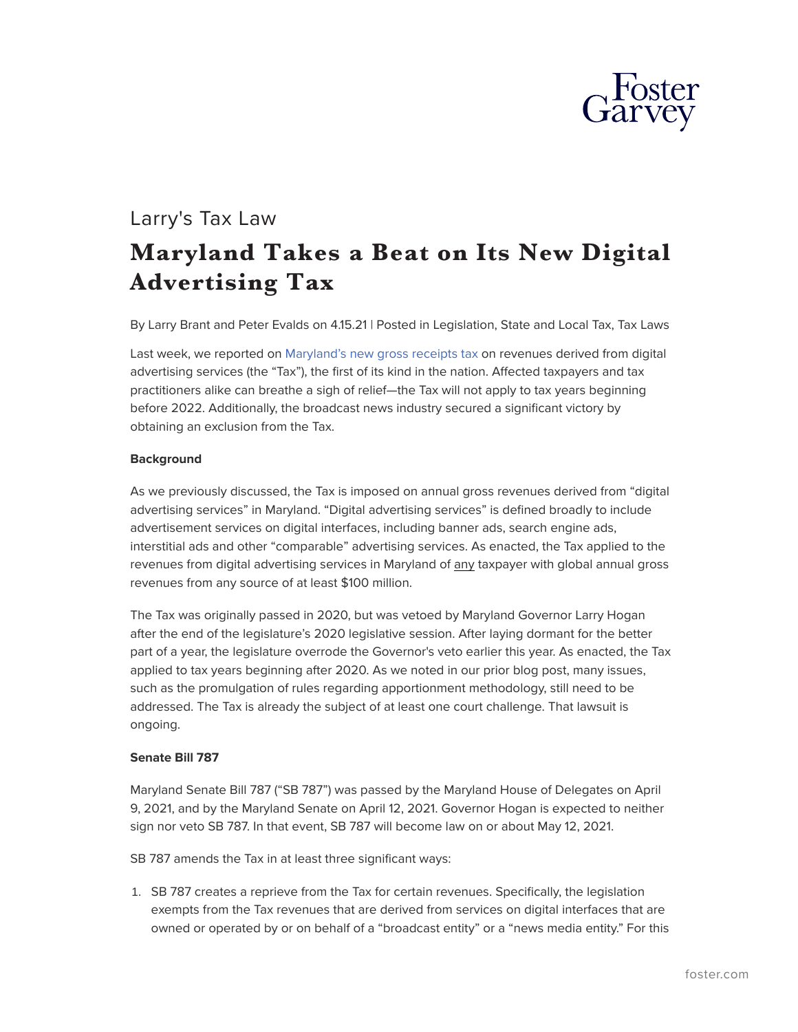Larry's Tax Law

# Maryland Takes a Beat on Its New Digital Advertising Tax

By Larry Brant and Peter Evalds on 4.15.21 | Posted in Legislation, State and Local Tax, Tax Laws

Last week, we reported on Maryland's new gross receipts tax on revenues derived from digital advertising services (the "Tax"), the first of its kind in the nation. Affected taxpayers and tax practitioners alike can breathe a sigh of relief—the Tax will not apply to tax years beginning before 2022. Additionally, the broadcast news industry secured a significant victory by obtaining an exclusion from the Tax.

**Background**

As we previously discussed, the Tax is imposed on annual gross revenues derived from "digital advertising services" in Maryland. "Digital advertising services" is defined broadly to include advertisement services on digital interfaces, including banner ads, search engine ads, interstitial ads and other "comparable" advertising services. As enacted, the Tax applied to the revenues from digital advertising services in Maryland of any taxpayer with global annual gross revenues from any source of at least $100 million.

The Tax was originally passed in 2020, but was vetoed by Maryland Governor Larry Hogan after the end of the legislature's 2020 legislative session. After laying dormant for the better part of a year, the legislature overrode the Governor's veto earlier this year. As enacted, the Tax applied to tax years beginning after 2020. As we noted in our prior blog post, many issues, such as the promulgation of rules regarding apportionment methodology, still need to be addressed. The Tax is already the subject of at least one court challenge. That lawsuit is ongoing.

**Senate Bill 787**

Maryland Senate Bill 787 ("SB 787") was passed by the Maryland House of Delegates on April 9, 2021, and by the Maryland Senate on April 12, 2021. Governor Hogan is expected to neither sign nor veto SB 787. In that event, SB 787 will become law on or about May 12, 2021.

SB 787 amends the Tax in at least three significant ways:

1. SB 787 creates a reprieve from the Tax for certain revenues. Specifically, the legislation exempts from the Tax revenues that are derived from services on digital interfaces that are owned or operated by or on behalf of a "broadcast entity" or a "news media entity." For this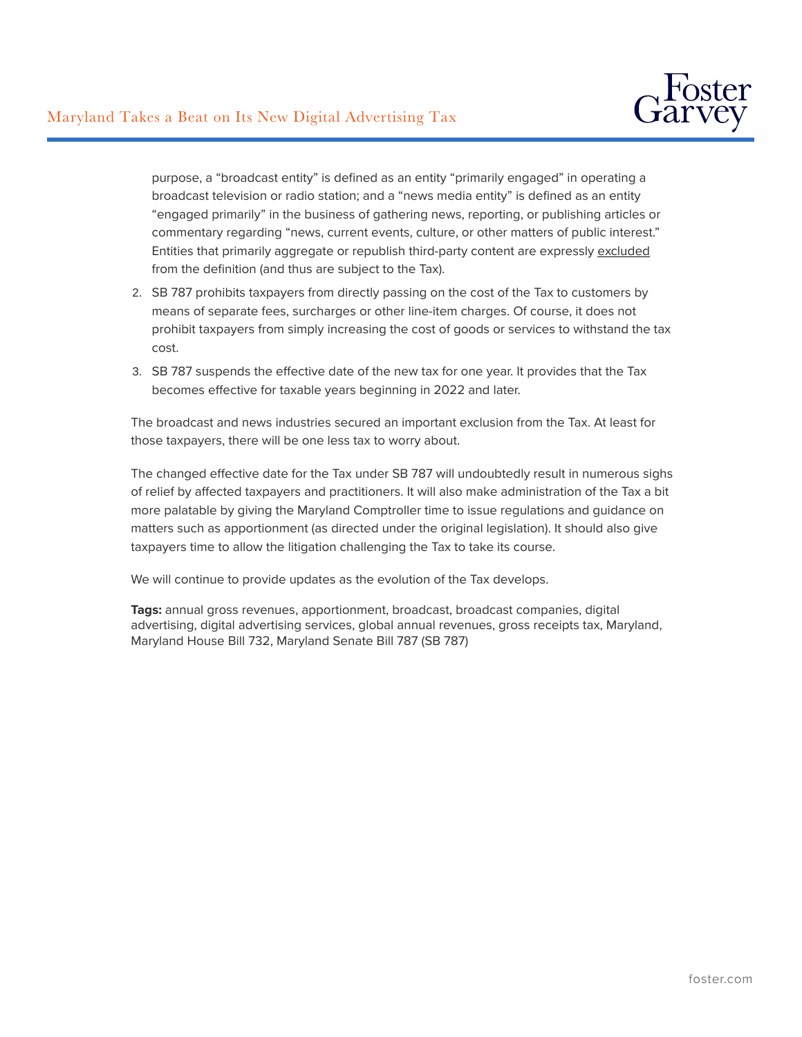purpose, a "broadcast entity" is defined as an entity "primarily engaged" in operating a broadcast television or radio station; and a "news media entity" is defined as an entity "engaged primarily" in the business of gathering news, reporting, or publishing articles or commentary regarding "news, current events, culture, or other matters of public interest." Entities that primarily aggregate or republish third-party content are expressly excluded from the definition (and thus are subject to the Tax).

2. SB 787 prohibits taxpayers from directly passing on the cost of the Tax to customers by means of separate fees, surcharges or other line-item charges. Of course, it does not prohibit taxpayers from simply increasing the cost of goods or services to withstand the tax cost.
3. SB 787 suspends the effective date of the new tax for one year. It provides that the Tax becomes effective for taxable years beginning in 2022 and later.

The broadcast and news industries secured an important exclusion from the Tax. At least for those taxpayers, there will be one less tax to worry about.

The changed effective date for the Tax under SB 787 will undoubtedly result in numerous sighs of relief by affected taxpayers and practitioners. It will also make administration of the Tax a bit more palatable by giving the Maryland Comptroller time to issue regulations and guidance on matters such as apportionment (as directed under the original legislation). It should also give taxpayers time to allow the litigation challenging the Tax to take its course.

We will continue to provide updates as the evolution of the Tax develops.

**Tags:** annual gross revenues, apportionment, broadcast, broadcast companies, digital advertising, digital advertising services, global annual revenues, gross receipts tax, Maryland, Maryland House Bill 732, Maryland Senate Bill 787 (SB 787)